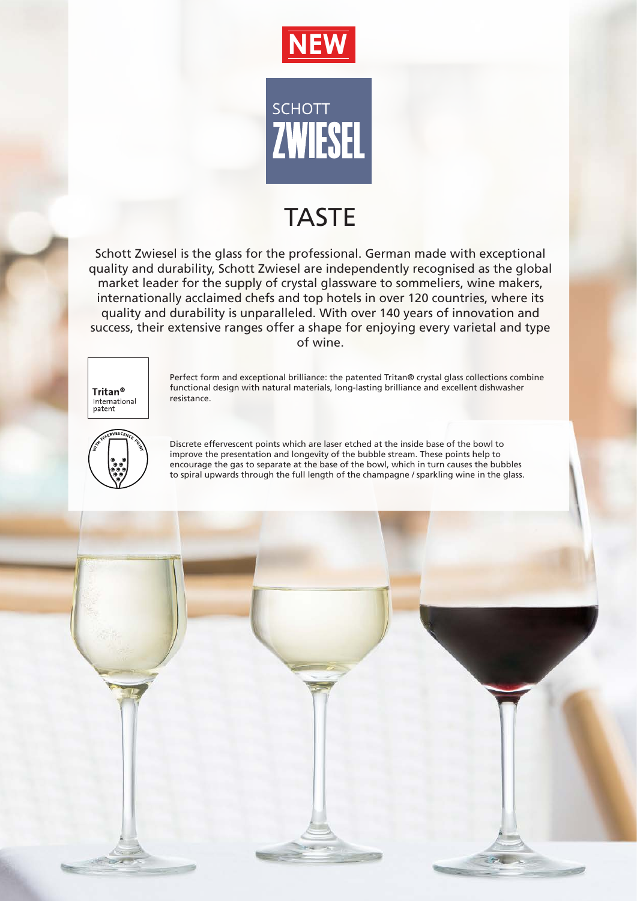NEW

SCHOTT ZWIESEL

# TASTE

Schott Zwiesel is the glass for the professional. German made with exceptional quality and durability, Schott Zwiesel are independently recognised as the global market leader for the supply of crystal glassware to sommeliers, wine makers, internationally acclaimed chefs and top hotels in over 120 countries, where its quality and durability is unparalleled. With over 140 years of innovation and success, their extensive ranges offer a shape for enjoying every varietal and type of wine.

**Tritan®** International patent

Perfect form and exceptional brilliance: the patented Tritan® crystal glass collections combine functional design with natural materials, long-lasting brilliance and excellent dishwasher resistance.

WITH EFFERVESCENCE POINT

Discrete effervescent points which are laser etched at the inside base of the bowl to improve the presentation and longevity of the bubble stream. These points help to encourage the gas to separate at the base of the bowl, which in turn causes the bubbles to spiral upwards through the full length of the champagne / sparkling wine in the glass.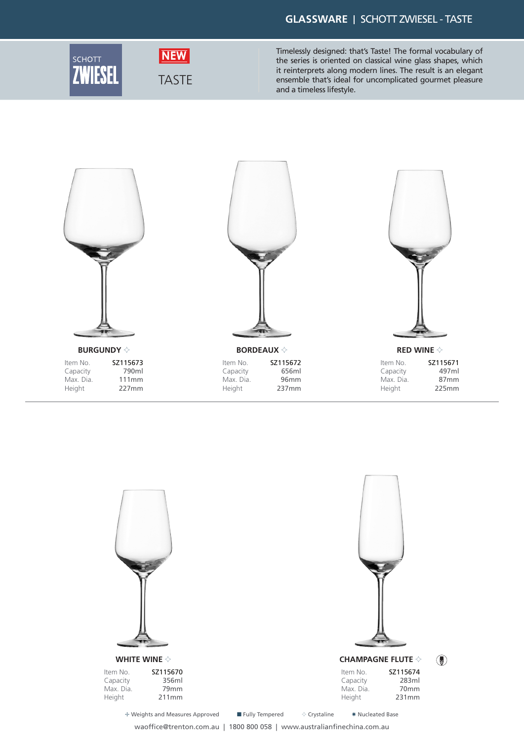# GLASSWARE | SCHOTT ZWIESEL - TASTE

SCHOTT ZWIESEL

**NEW**

TASTE

Timelessly designed: that's Taste! The formal vocabulary of the series is oriented on classical wine glass shapes, which it reinterprets along modern lines. The result is an elegant ensemble that's ideal for uncomplicated gourmet pleasure and a timeless lifestyle.

### BURGUNDY ✧

| | |
|---|---|
| Item No. | SZ115673 |
| Capacity | 790ml |
| Max. Dia. | 111mm |
| Height | 227mm |

### BORDEAUX ✧

| | |
|---|---|
| Item No. | SZ115672 |
| Capacity | 656ml |
| Max. Dia. | 96mm |
| Height | 237mm |

### RED WINE ✧

| | |
|---|---|
| Item No. | SZ115671 |
| Capacity | 497ml |
| Max. Dia. | 87mm |
| Height | 225mm |

### WHITE WINE ✧

| | |
|---|---|
| Item No. | SZ115670 |
| Capacity | 356ml |
| Max. Dia. | 79mm |
| Height | 211mm |

### CHAMPAGNE FLUTE ✧

| | |
|---|---|
| Item No. | SZ115674 |
| Capacity | 283ml |
| Max. Dia. | 70mm |
| Height | 231mm |

+ Weights and Measures Approved ■ Fully Tempered ✧ Crystaline ✷ Nucleated Base

waoffice@trenton.com.au | 1800 800 058 | www.australianfinechina.com.au